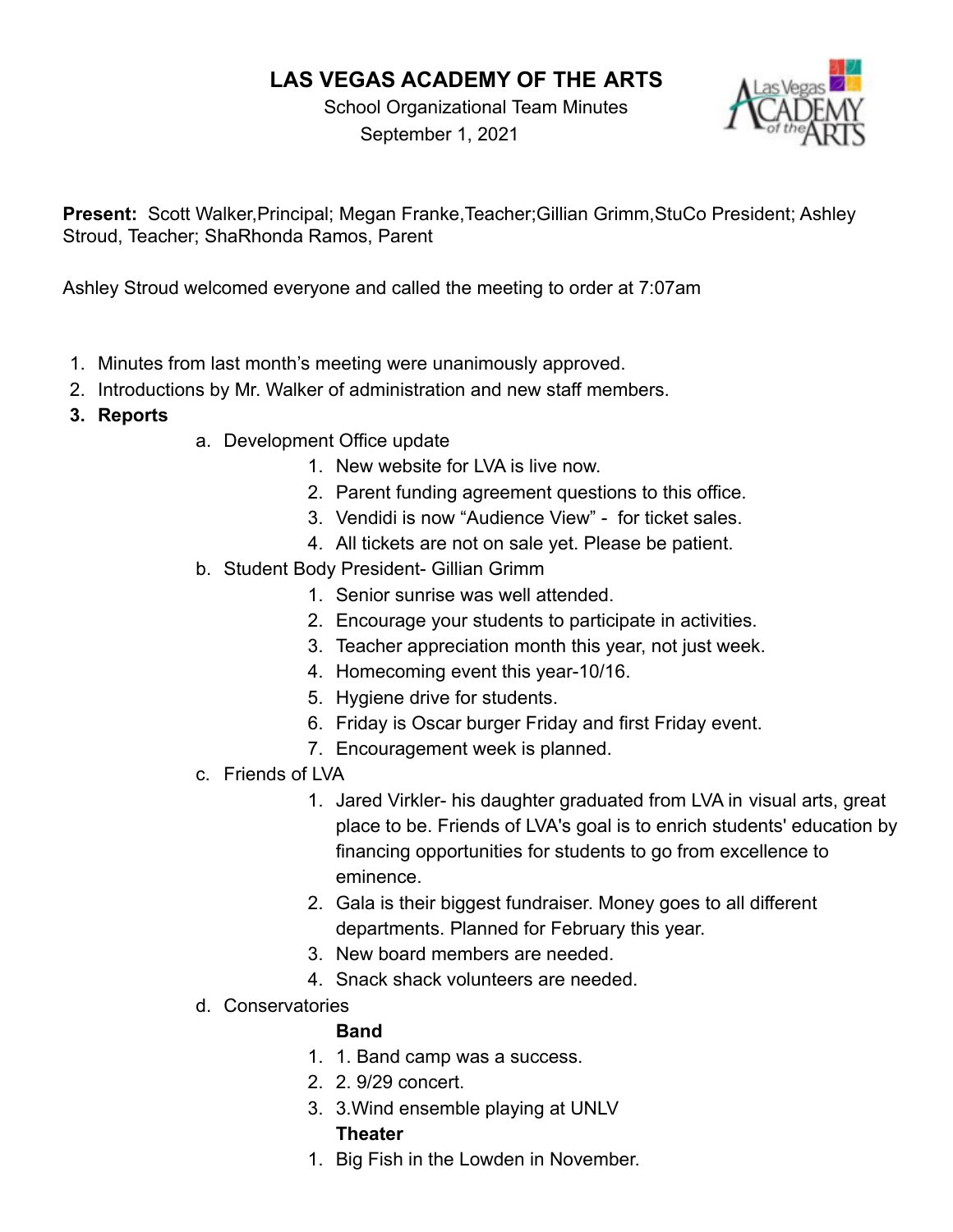# LAS VEGAS ACADEMY OF THE ARTS

School Organizational Team Minutes
September 1, 2021

**Present:** Scott Walker,Principal; Megan Franke,Teacher;Gillian Grimm,StuCo President; Ashley Stroud, Teacher; ShaRhonda Ramos, Parent

Ashley Stroud welcomed everyone and called the meeting to order at 7:07am

1. Minutes from last month's meeting were unanimously approved.
2. Introductions by Mr. Walker of administration and new staff members.
3. **Reports**
    a. Development Office update
        1. New website for LVA is live now.
        2. Parent funding agreement questions to this office.
        3. Vendidi is now "Audience View" - for ticket sales.
        4. All tickets are not on sale yet. Please be patient.
    b. Student Body President- Gillian Grimm
        1. Senior sunrise was well attended.
        2. Encourage your students to participate in activities.
        3. Teacher appreciation month this year, not just week.
        4. Homecoming event this year-10/16.
        5. Hygiene drive for students.
        6. Friday is Oscar burger Friday and first Friday event.
        7. Encouragement week is planned.
    c. Friends of LVA
        1. Jared Virkler- his daughter graduated from LVA in visual arts, great place to be. Friends of LVA's goal is to enrich students' education by financing opportunities for students to go from excellence to eminence.
        2. Gala is their biggest fundraiser. Money goes to all different departments. Planned for February this year.
        3. New board members are needed.
        4. Snack shack volunteers are needed.
    d. Conservatories

        **Band**
        1. 1. Band camp was a success.
        2. 2. 9/29 concert.
        3. 3.Wind ensemble playing at UNLV

        **Theater**
        1. Big Fish in the Lowden in November.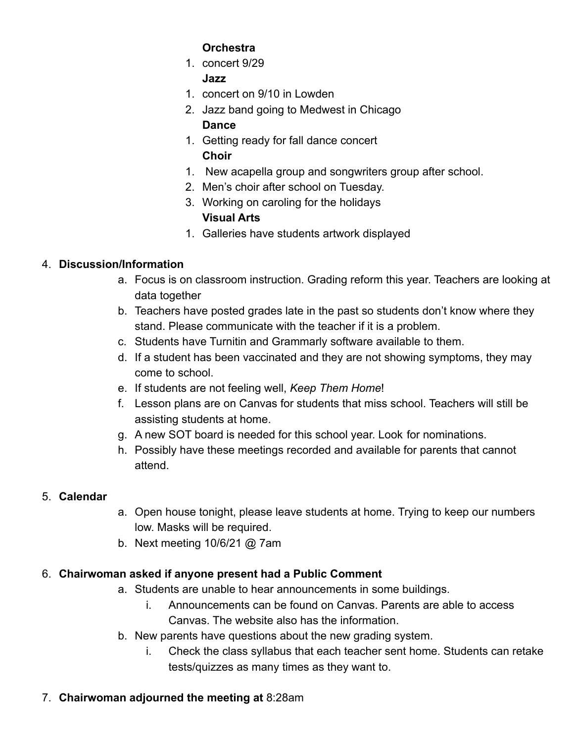**Orchestra**

1. concert 9/29

**Jazz**

1. concert on 9/10 in Lowden
2. Jazz band going to Medwest in Chicago

**Dance**

1. Getting ready for fall dance concert

**Choir**

1. New acapella group and songwriters group after school.
2. Men's choir after school on Tuesday.
3. Working on caroling for the holidays

**Visual Arts**

1. Galleries have students artwork displayed

4. **Discussion/Information**
   a. Focus is on classroom instruction. Grading reform this year. Teachers are looking at data together
   b. Teachers have posted grades late in the past so students don't know where they stand. Please communicate with the teacher if it is a problem.
   c. Students have Turnitin and Grammarly software available to them.
   d. If a student has been vaccinated and they are not showing symptoms, they may come to school.
   e. If students are not feeling well, *Keep Them Home*!
   f. Lesson plans are on Canvas for students that miss school. Teachers will still be assisting students at home.
   g. A new SOT board is needed for this school year. Look for nominations.
   h. Possibly have these meetings recorded and available for parents that cannot attend.

5. **Calendar**
   a. Open house tonight, please leave students at home. Trying to keep our numbers low. Masks will be required.
   b. Next meeting 10/6/21 @ 7am

6. **Chairwoman asked if anyone present had a Public Comment**
   a. Students are unable to hear announcements in some buildings.
      i. Announcements can be found on Canvas. Parents are able to access Canvas. The website also has the information.
   b. New parents have questions about the new grading system.
      i. Check the class syllabus that each teacher sent home. Students can retake tests/quizzes as many times as they want to.

7. **Chairwoman adjourned the meeting at** 8:28am